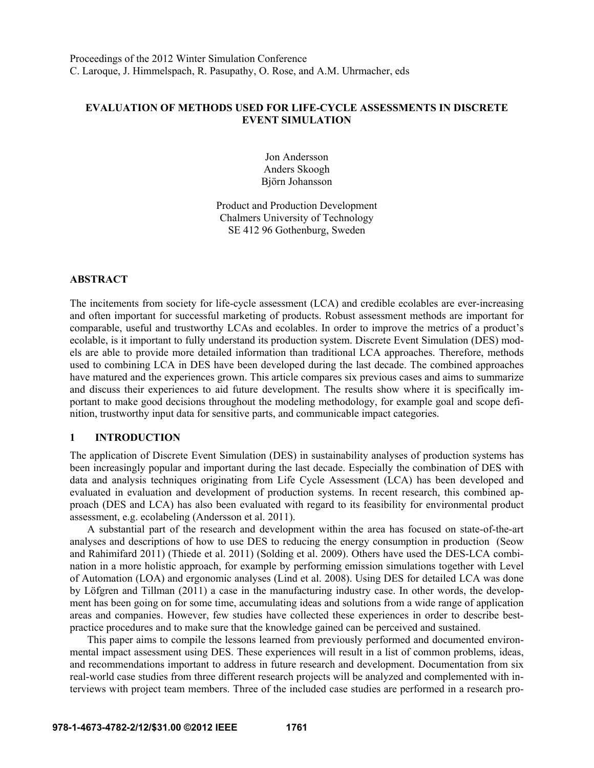Proceedings of the 2012 Winter Simulation Conference
C. Laroque, J. Himmelspach, R. Pasupathy, O. Rose, and A.M. Uhrmacher, eds

# EVALUATION OF METHODS USED FOR LIFE-CYCLE ASSESSMENTS IN DISCRETE EVENT SIMULATION

Jon Andersson
Anders Skoogh
Björn Johansson

Product and Production Development
Chalmers University of Technology
SE 412 96 Gothenburg, Sweden

## ABSTRACT

The incitements from society for life-cycle assessment (LCA) and credible ecolables are ever-increasing and often important for successful marketing of products. Robust assessment methods are important for comparable, useful and trustworthy LCAs and ecolables. In order to improve the metrics of a product's ecolable, is it important to fully understand its production system. Discrete Event Simulation (DES) models are able to provide more detailed information than traditional LCA approaches. Therefore, methods used to combining LCA in DES have been developed during the last decade. The combined approaches have matured and the experiences grown. This article compares six previous cases and aims to summarize and discuss their experiences to aid future development. The results show where it is specifically important to make good decisions throughout the modeling methodology, for example goal and scope definition, trustworthy input data for sensitive parts, and communicable impact categories.

## 1 INTRODUCTION

The application of Discrete Event Simulation (DES) in sustainability analyses of production systems has been increasingly popular and important during the last decade. Especially the combination of DES with data and analysis techniques originating from Life Cycle Assessment (LCA) has been developed and evaluated in evaluation and development of production systems. In recent research, this combined approach (DES and LCA) has also been evaluated with regard to its feasibility for environmental product assessment, e.g. ecolabeling (Andersson et al. 2011).

A substantial part of the research and development within the area has focused on state-of-the-art analyses and descriptions of how to use DES to reducing the energy consumption in production (Seow and Rahimifard 2011) (Thiede et al. 2011) (Solding et al. 2009). Others have used the DES-LCA combination in a more holistic approach, for example by performing emission simulations together with Level of Automation (LOA) and ergonomic analyses (Lind et al. 2008). Using DES for detailed LCA was done by Löfgren and Tillman (2011) a case in the manufacturing industry case. In other words, the development has been going on for some time, accumulating ideas and solutions from a wide range of application areas and companies. However, few studies have collected these experiences in order to describe best-practice procedures and to make sure that the knowledge gained can be perceived and sustained.

This paper aims to compile the lessons learned from previously performed and documented environmental impact assessment using DES. These experiences will result in a list of common problems, ideas, and recommendations important to address in future research and development. Documentation from six real-world case studies from three different research projects will be analyzed and complemented with interviews with project team members. Three of the included case studies are performed in a research pro-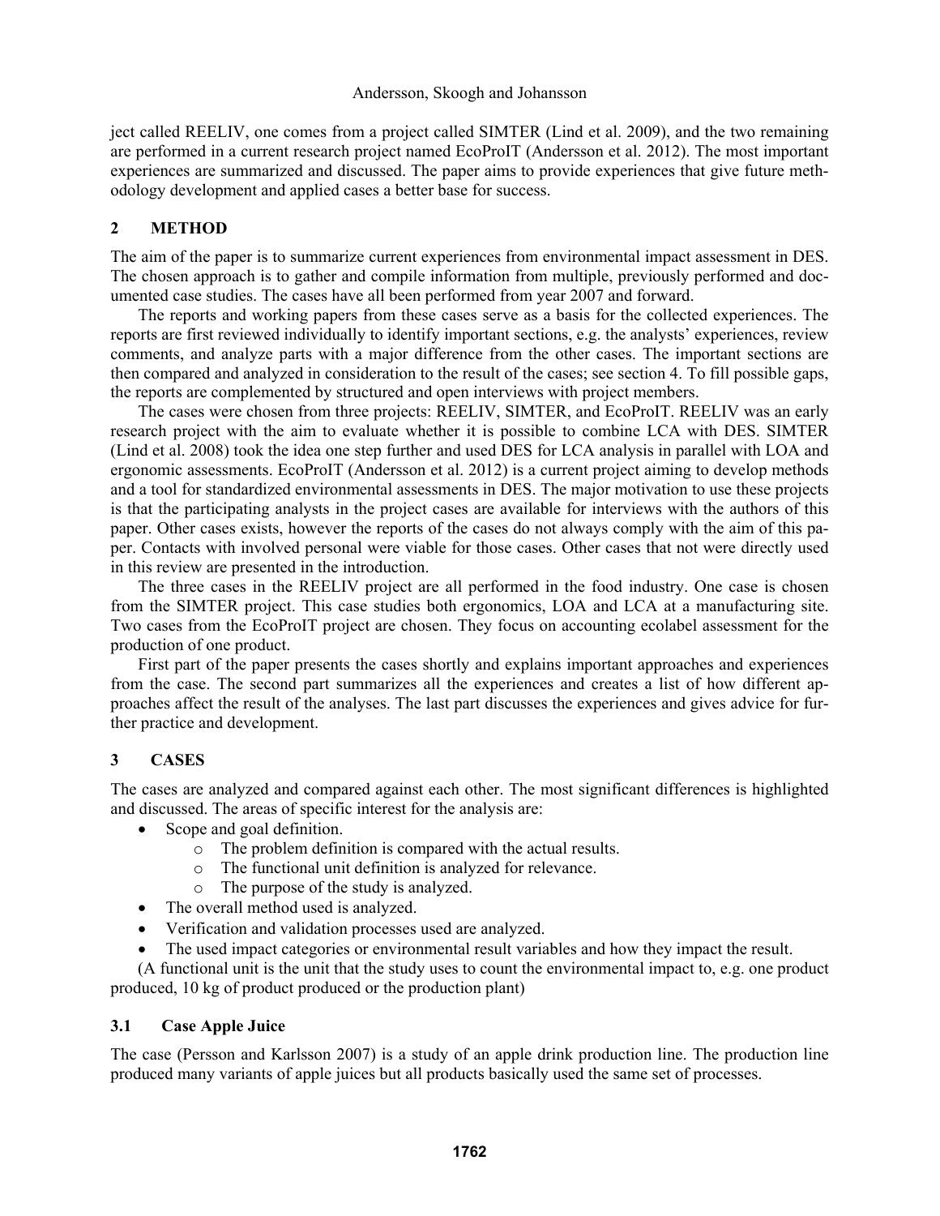ject called REELIV, one comes from a project called SIMTER (Lind et al. 2009), and the two remaining are performed in a current research project named EcoProIT (Andersson et al. 2012). The most important experiences are summarized and discussed. The paper aims to provide experiences that give future methodology development and applied cases a better base for success.

## 2 METHOD

The aim of the paper is to summarize current experiences from environmental impact assessment in DES. The chosen approach is to gather and compile information from multiple, previously performed and documented case studies. The cases have all been performed from year 2007 and forward.

The reports and working papers from these cases serve as a basis for the collected experiences. The reports are first reviewed individually to identify important sections, e.g. the analysts' experiences, review comments, and analyze parts with a major difference from the other cases. The important sections are then compared and analyzed in consideration to the result of the cases; see section 4. To fill possible gaps, the reports are complemented by structured and open interviews with project members.

The cases were chosen from three projects: REELIV, SIMTER, and EcoProIT. REELIV was an early research project with the aim to evaluate whether it is possible to combine LCA with DES. SIMTER (Lind et al. 2008) took the idea one step further and used DES for LCA analysis in parallel with LOA and ergonomic assessments. EcoProIT (Andersson et al. 2012) is a current project aiming to develop methods and a tool for standardized environmental assessments in DES. The major motivation to use these projects is that the participating analysts in the project cases are available for interviews with the authors of this paper. Other cases exists, however the reports of the cases do not always comply with the aim of this paper. Contacts with involved personal were viable for those cases. Other cases that not were directly used in this review are presented in the introduction.

The three cases in the REELIV project are all performed in the food industry. One case is chosen from the SIMTER project. This case studies both ergonomics, LOA and LCA at a manufacturing site. Two cases from the EcoProIT project are chosen. They focus on accounting ecolabel assessment for the production of one product.

First part of the paper presents the cases shortly and explains important approaches and experiences from the case. The second part summarizes all the experiences and creates a list of how different approaches affect the result of the analyses. The last part discusses the experiences and gives advice for further practice and development.

## 3 CASES

The cases are analyzed and compared against each other. The most significant differences is highlighted and discussed. The areas of specific interest for the analysis are:

- Scope and goal definition.
  - The problem definition is compared with the actual results.
  - The functional unit definition is analyzed for relevance.
  - The purpose of the study is analyzed.
- The overall method used is analyzed.
- Verification and validation processes used are analyzed.
- The used impact categories or environmental result variables and how they impact the result.

(A functional unit is the unit that the study uses to count the environmental impact to, e.g. one product produced, 10 kg of product produced or the production plant)

### 3.1 Case Apple Juice

The case (Persson and Karlsson 2007) is a study of an apple drink production line. The production line produced many variants of apple juices but all products basically used the same set of processes.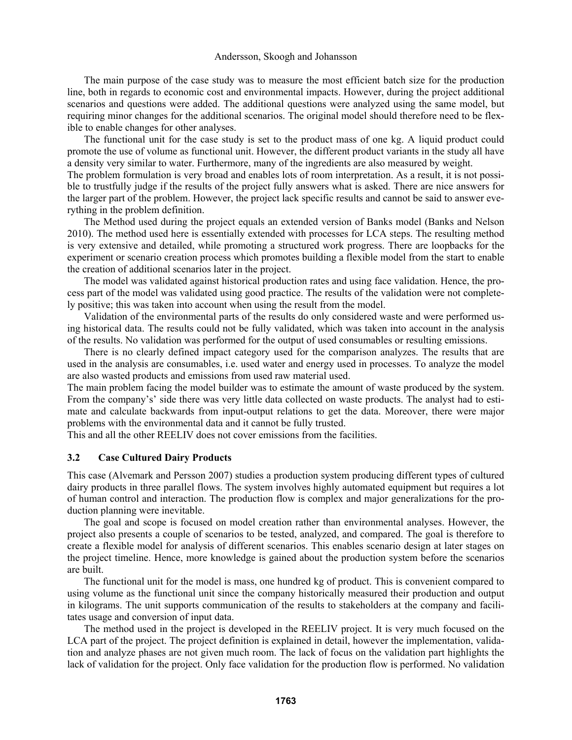The main purpose of the case study was to measure the most efficient batch size for the production line, both in regards to economic cost and environmental impacts. However, during the project additional scenarios and questions were added. The additional questions were analyzed using the same model, but requiring minor changes for the additional scenarios. The original model should therefore need to be flexible to enable changes for other analyses.

The functional unit for the case study is set to the product mass of one kg. A liquid product could promote the use of volume as functional unit. However, the different product variants in the study all have a density very similar to water. Furthermore, many of the ingredients are also measured by weight.

The problem formulation is very broad and enables lots of room interpretation. As a result, it is not possible to trustfully judge if the results of the project fully answers what is asked. There are nice answers for the larger part of the problem. However, the project lack specific results and cannot be said to answer everything in the problem definition.

The Method used during the project equals an extended version of Banks model (Banks and Nelson 2010). The method used here is essentially extended with processes for LCA steps. The resulting method is very extensive and detailed, while promoting a structured work progress. There are loopbacks for the experiment or scenario creation process which promotes building a flexible model from the start to enable the creation of additional scenarios later in the project.

The model was validated against historical production rates and using face validation. Hence, the process part of the model was validated using good practice. The results of the validation were not completely positive; this was taken into account when using the result from the model.

Validation of the environmental parts of the results do only considered waste and were performed using historical data. The results could not be fully validated, which was taken into account in the analysis of the results. No validation was performed for the output of used consumables or resulting emissions.

There is no clearly defined impact category used for the comparison analyzes. The results that are used in the analysis are consumables, i.e. used water and energy used in processes. To analyze the model are also wasted products and emissions from used raw material used.

The main problem facing the model builder was to estimate the amount of waste produced by the system. From the company's' side there was very little data collected on waste products. The analyst had to estimate and calculate backwards from input-output relations to get the data. Moreover, there were major problems with the environmental data and it cannot be fully trusted.

This and all the other REELIV does not cover emissions from the facilities.

### 3.2 Case Cultured Dairy Products

This case (Alvemark and Persson 2007) studies a production system producing different types of cultured dairy products in three parallel flows. The system involves highly automated equipment but requires a lot of human control and interaction. The production flow is complex and major generalizations for the production planning were inevitable.

The goal and scope is focused on model creation rather than environmental analyses. However, the project also presents a couple of scenarios to be tested, analyzed, and compared. The goal is therefore to create a flexible model for analysis of different scenarios. This enables scenario design at later stages on the project timeline. Hence, more knowledge is gained about the production system before the scenarios are built.

The functional unit for the model is mass, one hundred kg of product. This is convenient compared to using volume as the functional unit since the company historically measured their production and output in kilograms. The unit supports communication of the results to stakeholders at the company and facilitates usage and conversion of input data.

The method used in the project is developed in the REELIV project. It is very much focused on the LCA part of the project. The project definition is explained in detail, however the implementation, validation and analyze phases are not given much room. The lack of focus on the validation part highlights the lack of validation for the project. Only face validation for the production flow is performed. No validation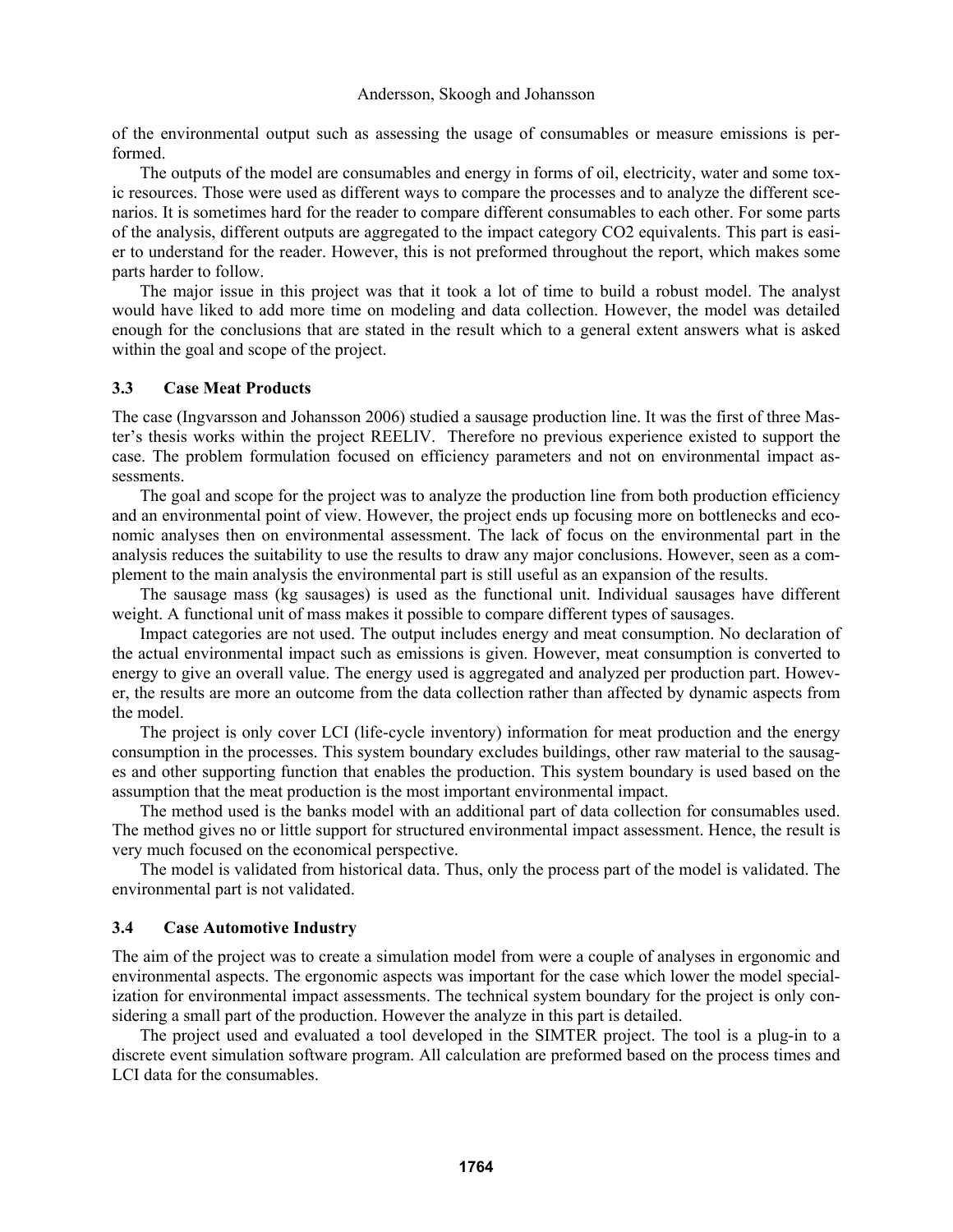of the environmental output such as assessing the usage of consumables or measure emissions is performed.

The outputs of the model are consumables and energy in forms of oil, electricity, water and some toxic resources. Those were used as different ways to compare the processes and to analyze the different scenarios. It is sometimes hard for the reader to compare different consumables to each other. For some parts of the analysis, different outputs are aggregated to the impact category CO2 equivalents. This part is easier to understand for the reader. However, this is not preformed throughout the report, which makes some parts harder to follow.

The major issue in this project was that it took a lot of time to build a robust model. The analyst would have liked to add more time on modeling and data collection. However, the model was detailed enough for the conclusions that are stated in the result which to a general extent answers what is asked within the goal and scope of the project.

### 3.3 Case Meat Products

The case (Ingvarsson and Johansson 2006) studied a sausage production line. It was the first of three Master's thesis works within the project REELIV. Therefore no previous experience existed to support the case. The problem formulation focused on efficiency parameters and not on environmental impact assessments.

The goal and scope for the project was to analyze the production line from both production efficiency and an environmental point of view. However, the project ends up focusing more on bottlenecks and economic analyses then on environmental assessment. The lack of focus on the environmental part in the analysis reduces the suitability to use the results to draw any major conclusions. However, seen as a complement to the main analysis the environmental part is still useful as an expansion of the results.

The sausage mass (kg sausages) is used as the functional unit. Individual sausages have different weight. A functional unit of mass makes it possible to compare different types of sausages.

Impact categories are not used. The output includes energy and meat consumption. No declaration of the actual environmental impact such as emissions is given. However, meat consumption is converted to energy to give an overall value. The energy used is aggregated and analyzed per production part. However, the results are more an outcome from the data collection rather than affected by dynamic aspects from the model.

The project is only cover LCI (life-cycle inventory) information for meat production and the energy consumption in the processes. This system boundary excludes buildings, other raw material to the sausages and other supporting function that enables the production. This system boundary is used based on the assumption that the meat production is the most important environmental impact.

The method used is the banks model with an additional part of data collection for consumables used. The method gives no or little support for structured environmental impact assessment. Hence, the result is very much focused on the economical perspective.

The model is validated from historical data. Thus, only the process part of the model is validated. The environmental part is not validated.

### 3.4 Case Automotive Industry

The aim of the project was to create a simulation model from were a couple of analyses in ergonomic and environmental aspects. The ergonomic aspects was important for the case which lower the model specialization for environmental impact assessments. The technical system boundary for the project is only considering a small part of the production. However the analyze in this part is detailed.

The project used and evaluated a tool developed in the SIMTER project. The tool is a plug-in to a discrete event simulation software program. All calculation are preformed based on the process times and LCI data for the consumables.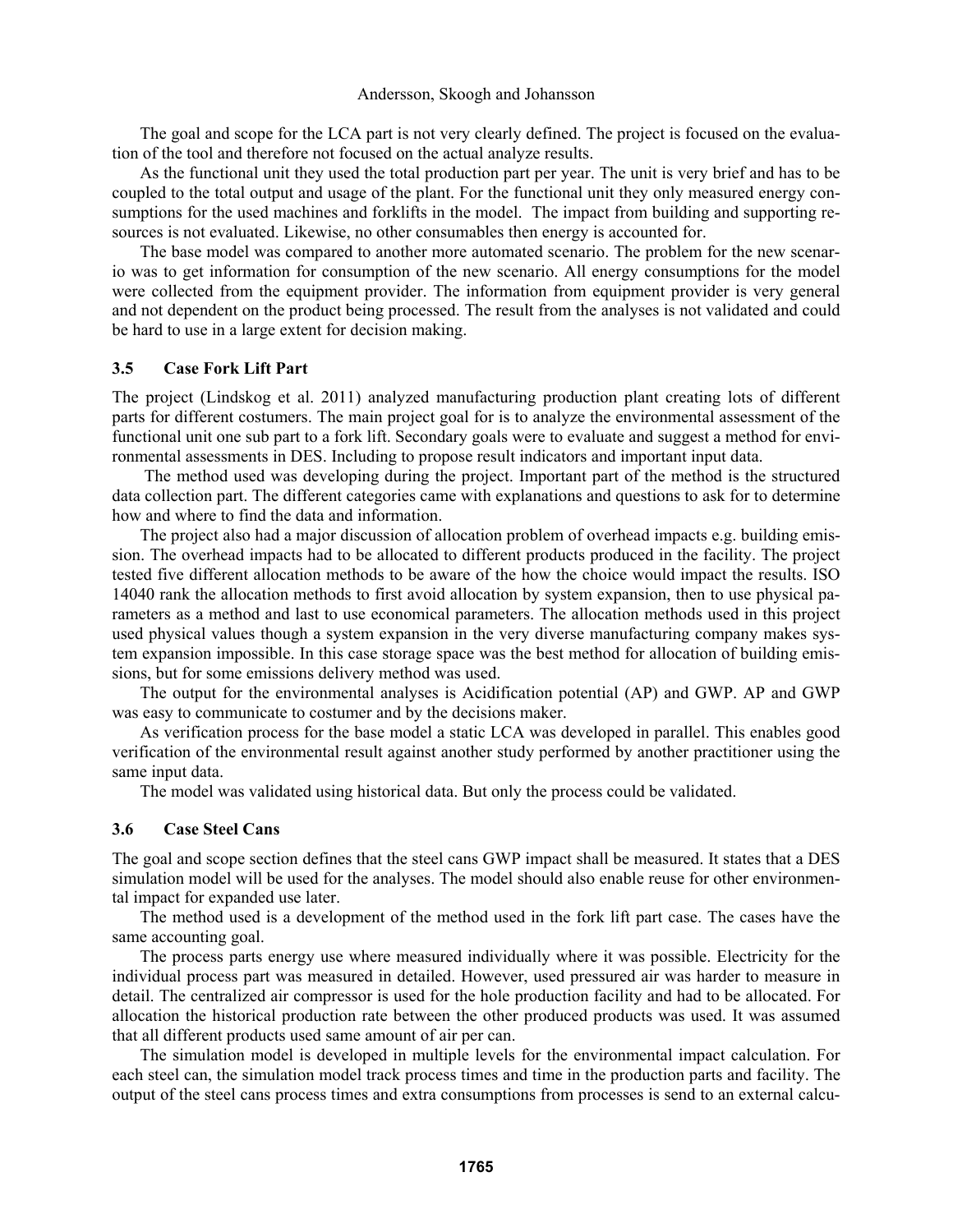The goal and scope for the LCA part is not very clearly defined. The project is focused on the evaluation of the tool and therefore not focused on the actual analyze results.

As the functional unit they used the total production part per year. The unit is very brief and has to be coupled to the total output and usage of the plant. For the functional unit they only measured energy consumptions for the used machines and forklifts in the model. The impact from building and supporting resources is not evaluated. Likewise, no other consumables then energy is accounted for.

The base model was compared to another more automated scenario. The problem for the new scenario was to get information for consumption of the new scenario. All energy consumptions for the model were collected from the equipment provider. The information from equipment provider is very general and not dependent on the product being processed. The result from the analyses is not validated and could be hard to use in a large extent for decision making.

### 3.5 Case Fork Lift Part

The project (Lindskog et al. 2011) analyzed manufacturing production plant creating lots of different parts for different costumers. The main project goal for is to analyze the environmental assessment of the functional unit one sub part to a fork lift. Secondary goals were to evaluate and suggest a method for environmental assessments in DES. Including to propose result indicators and important input data.

The method used was developing during the project. Important part of the method is the structured data collection part. The different categories came with explanations and questions to ask for to determine how and where to find the data and information.

The project also had a major discussion of allocation problem of overhead impacts e.g. building emission. The overhead impacts had to be allocated to different products produced in the facility. The project tested five different allocation methods to be aware of the how the choice would impact the results. ISO 14040 rank the allocation methods to first avoid allocation by system expansion, then to use physical parameters as a method and last to use economical parameters. The allocation methods used in this project used physical values though a system expansion in the very diverse manufacturing company makes system expansion impossible. In this case storage space was the best method for allocation of building emissions, but for some emissions delivery method was used.

The output for the environmental analyses is Acidification potential (AP) and GWP. AP and GWP was easy to communicate to costumer and by the decisions maker.

As verification process for the base model a static LCA was developed in parallel. This enables good verification of the environmental result against another study performed by another practitioner using the same input data.

The model was validated using historical data. But only the process could be validated.

### 3.6 Case Steel Cans

The goal and scope section defines that the steel cans GWP impact shall be measured. It states that a DES simulation model will be used for the analyses. The model should also enable reuse for other environmental impact for expanded use later.

The method used is a development of the method used in the fork lift part case. The cases have the same accounting goal.

The process parts energy use where measured individually where it was possible. Electricity for the individual process part was measured in detailed. However, used pressured air was harder to measure in detail. The centralized air compressor is used for the hole production facility and had to be allocated. For allocation the historical production rate between the other produced products was used. It was assumed that all different products used same amount of air per can.

The simulation model is developed in multiple levels for the environmental impact calculation. For each steel can, the simulation model track process times and time in the production parts and facility. The output of the steel cans process times and extra consumptions from processes is send to an external calcu-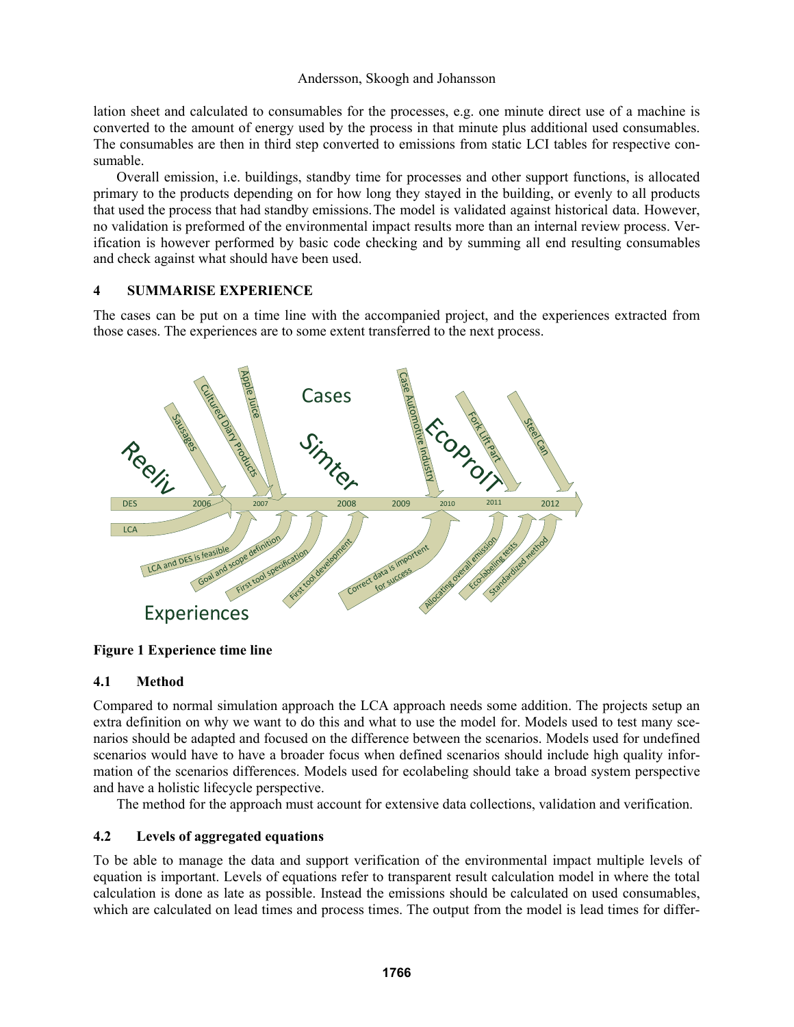lation sheet and calculated to consumables for the processes, e.g. one minute direct use of a machine is converted to the amount of energy used by the process in that minute plus additional used consumables. The consumables are then in third step converted to emissions from static LCI tables for respective consumable.

Overall emission, i.e. buildings, standby time for processes and other support functions, is allocated primary to the products depending on for how long they stayed in the building, or evenly to all products that used the process that had standby emissions. The model is validated against historical data. However, no validation is preformed of the environmental impact results more than an internal review process. Verification is however performed by basic code checking and by summing all end resulting consumables and check against what should have been used.

## 4 SUMMARISE EXPERIENCE

The cases can be put on a time line with the accompanied project, and the experiences extracted from those cases. The experiences are to some extent transferred to the next process.

**Figure 1 Experience time line**

### 4.1 Method

Compared to normal simulation approach the LCA approach needs some addition. The projects setup an extra definition on why we want to do this and what to use the model for. Models used to test many scenarios should be adapted and focused on the difference between the scenarios. Models used for undefined scenarios would have to have a broader focus when defined scenarios should include high quality information of the scenarios differences. Models used for ecolabeling should take a broad system perspective and have a holistic lifecycle perspective.

The method for the approach must account for extensive data collections, validation and verification.

### 4.2 Levels of aggregated equations

To be able to manage the data and support verification of the environmental impact multiple levels of equation is important. Levels of equations refer to transparent result calculation model in where the total calculation is done as late as possible. Instead the emissions should be calculated on used consumables, which are calculated on lead times and process times. The output from the model is lead times for differ-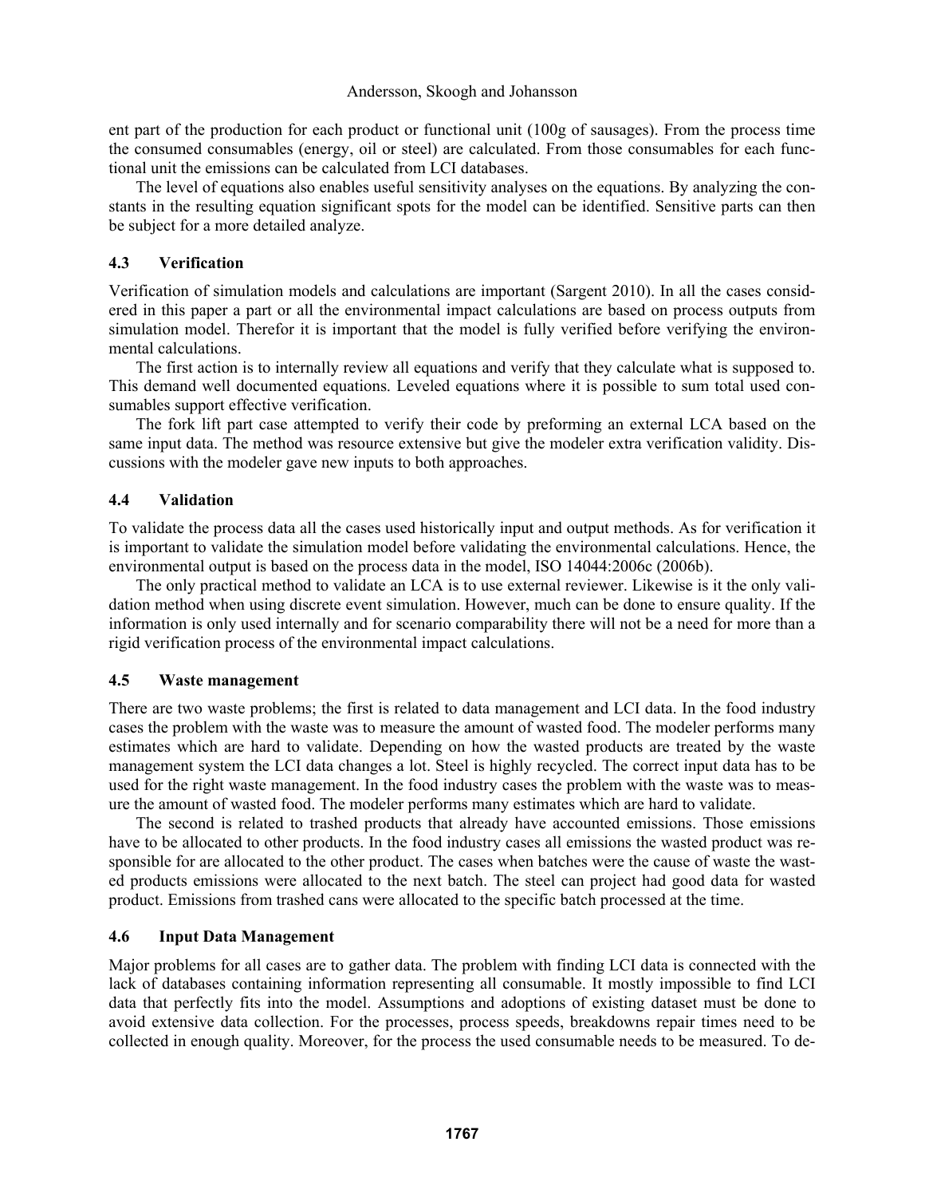ent part of the production for each product or functional unit (100g of sausages). From the process time the consumed consumables (energy, oil or steel) are calculated. From those consumables for each functional unit the emissions can be calculated from LCI databases.

The level of equations also enables useful sensitivity analyses on the equations. By analyzing the constants in the resulting equation significant spots for the model can be identified. Sensitive parts can then be subject for a more detailed analyze.

### 4.3 Verification

Verification of simulation models and calculations are important (Sargent 2010). In all the cases considered in this paper a part or all the environmental impact calculations are based on process outputs from simulation model. Therefor it is important that the model is fully verified before verifying the environmental calculations.

The first action is to internally review all equations and verify that they calculate what is supposed to. This demand well documented equations. Leveled equations where it is possible to sum total used consumables support effective verification.

The fork lift part case attempted to verify their code by preforming an external LCA based on the same input data. The method was resource extensive but give the modeler extra verification validity. Discussions with the modeler gave new inputs to both approaches.

### 4.4 Validation

To validate the process data all the cases used historically input and output methods. As for verification it is important to validate the simulation model before validating the environmental calculations. Hence, the environmental output is based on the process data in the model, ISO 14044:2006c (2006b).

The only practical method to validate an LCA is to use external reviewer. Likewise is it the only validation method when using discrete event simulation. However, much can be done to ensure quality. If the information is only used internally and for scenario comparability there will not be a need for more than a rigid verification process of the environmental impact calculations.

### 4.5 Waste management

There are two waste problems; the first is related to data management and LCI data. In the food industry cases the problem with the waste was to measure the amount of wasted food. The modeler performs many estimates which are hard to validate. Depending on how the wasted products are treated by the waste management system the LCI data changes a lot. Steel is highly recycled. The correct input data has to be used for the right waste management. In the food industry cases the problem with the waste was to measure the amount of wasted food. The modeler performs many estimates which are hard to validate.

The second is related to trashed products that already have accounted emissions. Those emissions have to be allocated to other products. In the food industry cases all emissions the wasted product was responsible for are allocated to the other product. The cases when batches were the cause of waste the wasted products emissions were allocated to the next batch. The steel can project had good data for wasted product. Emissions from trashed cans were allocated to the specific batch processed at the time.

### 4.6 Input Data Management

Major problems for all cases are to gather data. The problem with finding LCI data is connected with the lack of databases containing information representing all consumable. It mostly impossible to find LCI data that perfectly fits into the model. Assumptions and adoptions of existing dataset must be done to avoid extensive data collection. For the processes, process speeds, breakdowns repair times need to be collected in enough quality. Moreover, for the process the used consumable needs to be measured. To de-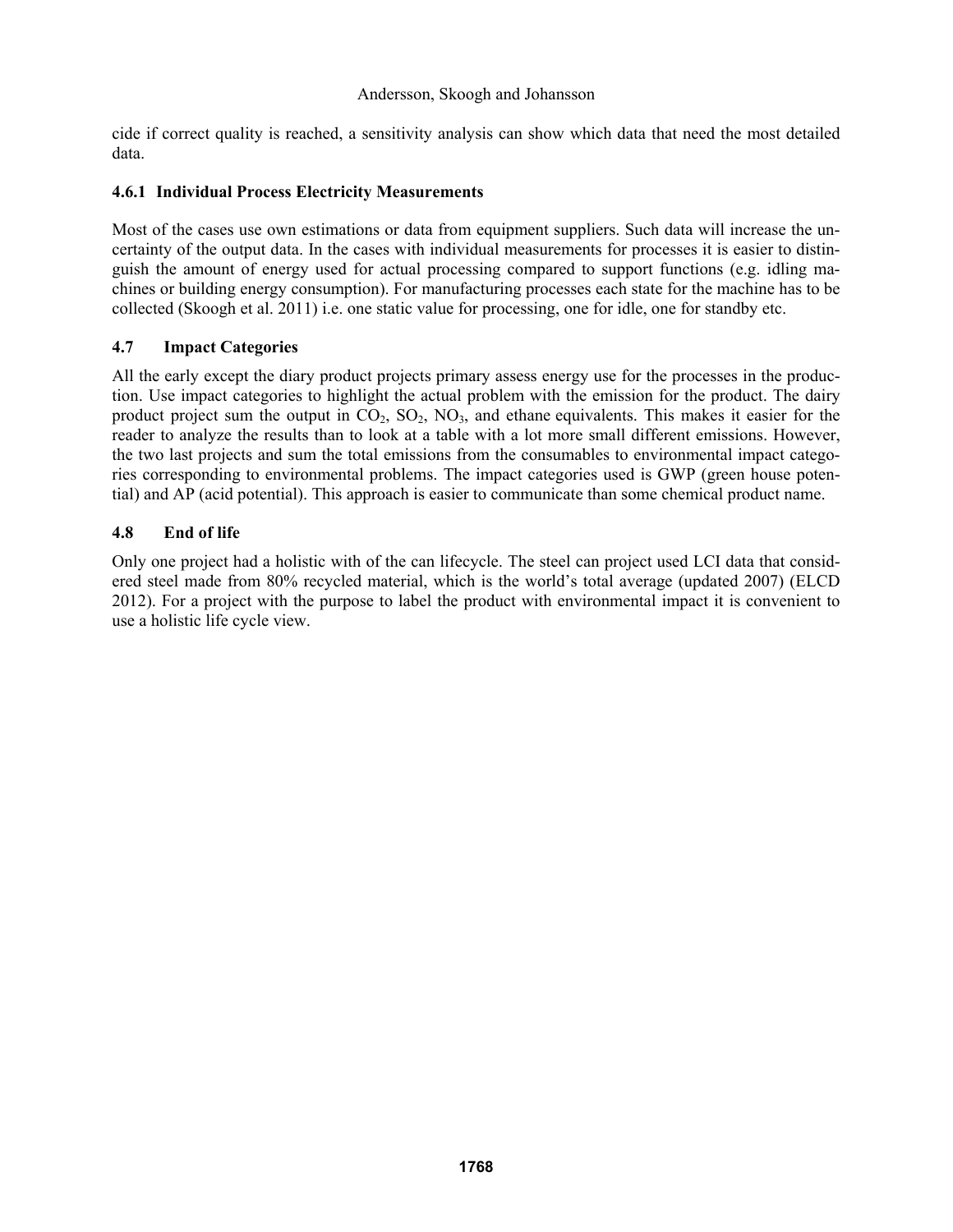cide if correct quality is reached, a sensitivity analysis can show which data that need the most detailed data.

### 4.6.1 Individual Process Electricity Measurements

Most of the cases use own estimations or data from equipment suppliers. Such data will increase the uncertainty of the output data. In the cases with individual measurements for processes it is easier to distinguish the amount of energy used for actual processing compared to support functions (e.g. idling machines or building energy consumption). For manufacturing processes each state for the machine has to be collected (Skoogh et al. 2011) i.e. one static value for processing, one for idle, one for standby etc.

## 4.7 Impact Categories

All the early except the diary product projects primary assess energy use for the processes in the production. Use impact categories to highlight the actual problem with the emission for the product. The dairy product project sum the output in $CO_2$, $SO_2$, $NO_3$, and ethane equivalents. This makes it easier for the reader to analyze the results than to look at a table with a lot more small different emissions. However, the two last projects and sum the total emissions from the consumables to environmental impact categories corresponding to environmental problems. The impact categories used is GWP (green house potential) and AP (acid potential). This approach is easier to communicate than some chemical product name.

## 4.8 End of life

Only one project had a holistic with of the can lifecycle. The steel can project used LCI data that considered steel made from 80% recycled material, which is the world's total average (updated 2007) (ELCD 2012). For a project with the purpose to label the product with environmental impact it is convenient to use a holistic life cycle view.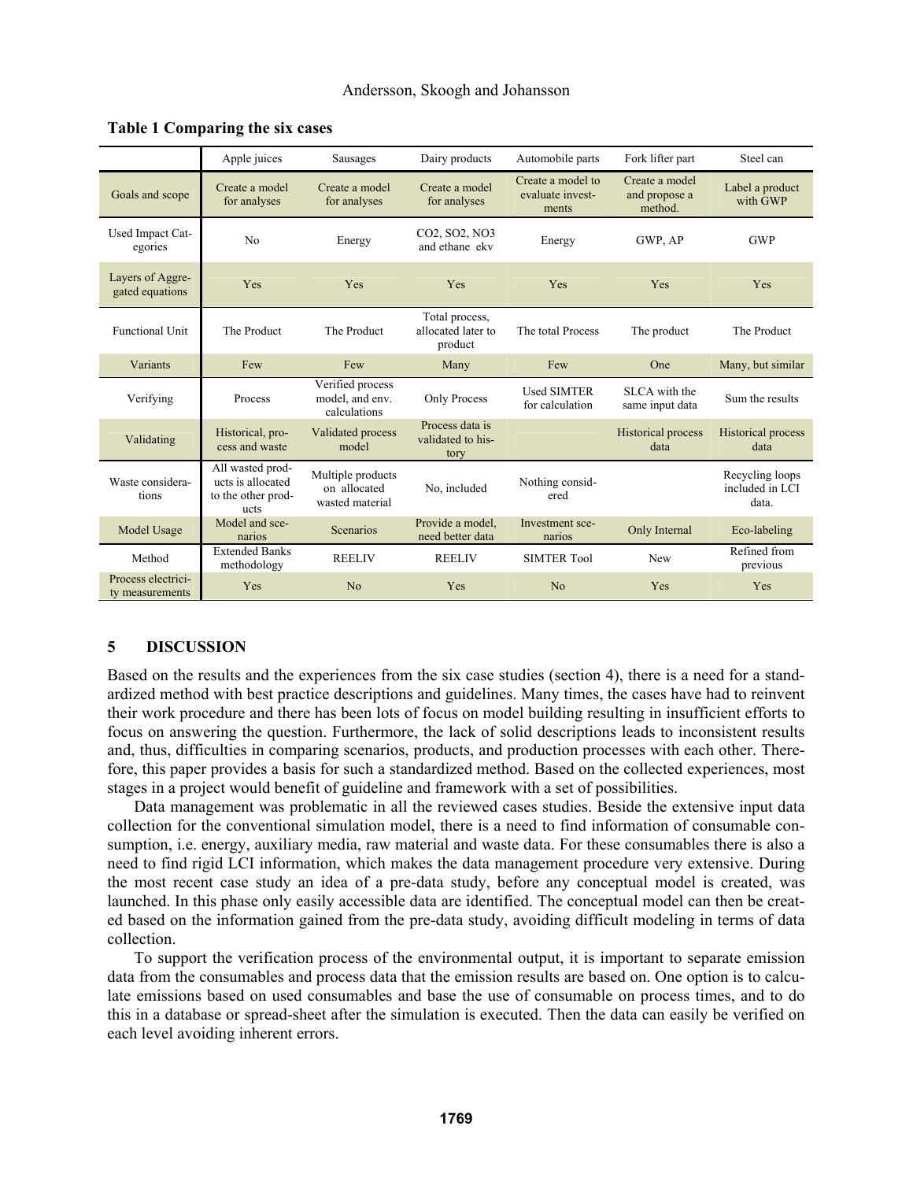**Table 1 Comparing the six cases**

| | Apple juices | Sausages | Dairy products | Automobile parts | Fork lifter part | Steel can |
|---|---|---|---|---|---|---|
| Goals and scope | Create a model for analyses | Create a model for analyses | Create a model for analyses | Create a model to evaluate investments | Create a model and propose a method. | Label a product with GWP |
| Used Impact Categories | No | Energy | CO2, SO2, NO3 and ethane ekv | Energy | GWP, AP | GWP |
| Layers of Aggregated equations | Yes | Yes | Yes | Yes | Yes | Yes |
| Functional Unit | The Product | The Product | Total process, allocated later to product | The total Process | The product | The Product |
| Variants | Few | Few | Many | Few | One | Many, but similar |
| Verifying | Process | Verified process model, and env. calculations | Only Process | Used SIMTER for calculation | SLCA with the same input data | Sum the results |
| Validating | Historical, process and waste | Validated process model | Process data is validated to history | | Historical process data | Historical process data |
| Waste considerations | All wasted products is allocated to the other products | Multiple products on allocated wasted material | No, included | Nothing considered | | Recycling loops included in LCI data. |
| Model Usage | Model and scenarios | Scenarios | Provide a model, need better data | Investment scenarios | Only Internal | Eco-labeling |
| Method | Extended Banks methodology | REELIV | REELIV | SIMTER Tool | New | Refined from previous |
| Process electricity measurements | Yes | No | Yes | No | Yes | Yes |

## 5 DISCUSSION

Based on the results and the experiences from the six case studies (section 4), there is a need for a standardized method with best practice descriptions and guidelines. Many times, the cases have had to reinvent their work procedure and there has been lots of focus on model building resulting in insufficient efforts to focus on answering the question. Furthermore, the lack of solid descriptions leads to inconsistent results and, thus, difficulties in comparing scenarios, products, and production processes with each other. Therefore, this paper provides a basis for such a standardized method. Based on the collected experiences, most stages in a project would benefit of guideline and framework with a set of possibilities.

Data management was problematic in all the reviewed cases studies. Beside the extensive input data collection for the conventional simulation model, there is a need to find information of consumable consumption, i.e. energy, auxiliary media, raw material and waste data. For these consumables there is also a need to find rigid LCI information, which makes the data management procedure very extensive. During the most recent case study an idea of a pre-data study, before any conceptual model is created, was launched. In this phase only easily accessible data are identified. The conceptual model can then be created based on the information gained from the pre-data study, avoiding difficult modeling in terms of data collection.

To support the verification process of the environmental output, it is important to separate emission data from the consumables and process data that the emission results are based on. One option is to calculate emissions based on used consumables and base the use of consumable on process times, and to do this in a database or spread-sheet after the simulation is executed. Then the data can easily be verified on each level avoiding inherent errors.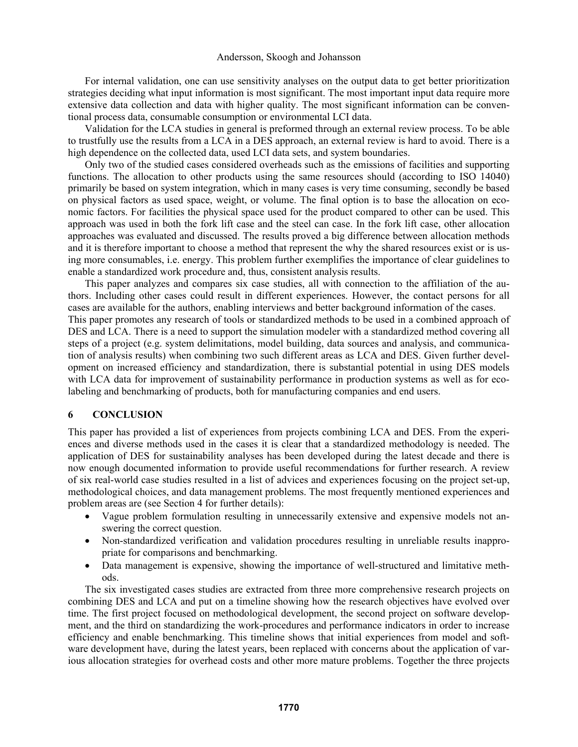For internal validation, one can use sensitivity analyses on the output data to get better prioritization strategies deciding what input information is most significant. The most important input data require more extensive data collection and data with higher quality. The most significant information can be conventional process data, consumable consumption or environmental LCI data.

Validation for the LCA studies in general is preformed through an external review process. To be able to trustfully use the results from a LCA in a DES approach, an external review is hard to avoid. There is a high dependence on the collected data, used LCI data sets, and system boundaries.

Only two of the studied cases considered overheads such as the emissions of facilities and supporting functions. The allocation to other products using the same resources should (according to ISO 14040) primarily be based on system integration, which in many cases is very time consuming, secondly be based on physical factors as used space, weight, or volume. The final option is to base the allocation on economic factors. For facilities the physical space used for the product compared to other can be used. This approach was used in both the fork lift case and the steel can case. In the fork lift case, other allocation approaches was evaluated and discussed. The results proved a big difference between allocation methods and it is therefore important to choose a method that represent the why the shared resources exist or is using more consumables, i.e. energy. This problem further exemplifies the importance of clear guidelines to enable a standardized work procedure and, thus, consistent analysis results.

This paper analyzes and compares six case studies, all with connection to the affiliation of the authors. Including other cases could result in different experiences. However, the contact persons for all cases are available for the authors, enabling interviews and better background information of the cases. This paper promotes any research of tools or standardized methods to be used in a combined approach of DES and LCA. There is a need to support the simulation modeler with a standardized method covering all steps of a project (e.g. system delimitations, model building, data sources and analysis, and communication of analysis results) when combining two such different areas as LCA and DES. Given further development on increased efficiency and standardization, there is substantial potential in using DES models with LCA data for improvement of sustainability performance in production systems as well as for eco-labeling and benchmarking of products, both for manufacturing companies and end users.

## 6 CONCLUSION

This paper has provided a list of experiences from projects combining LCA and DES. From the experiences and diverse methods used in the cases it is clear that a standardized methodology is needed. The application of DES for sustainability analyses has been developed during the latest decade and there is now enough documented information to provide useful recommendations for further research. A review of six real-world case studies resulted in a list of advices and experiences focusing on the project set-up, methodological choices, and data management problems. The most frequently mentioned experiences and problem areas are (see Section 4 for further details):

- Vague problem formulation resulting in unnecessarily extensive and expensive models not answering the correct question.
- Non-standardized verification and validation procedures resulting in unreliable results inappropriate for comparisons and benchmarking.
- Data management is expensive, showing the importance of well-structured and limitative methods.

The six investigated cases studies are extracted from three more comprehensive research projects on combining DES and LCA and put on a timeline showing how the research objectives have evolved over time. The first project focused on methodological development, the second project on software development, and the third on standardizing the work-procedures and performance indicators in order to increase efficiency and enable benchmarking. This timeline shows that initial experiences from model and software development have, during the latest years, been replaced with concerns about the application of various allocation strategies for overhead costs and other more mature problems. Together the three projects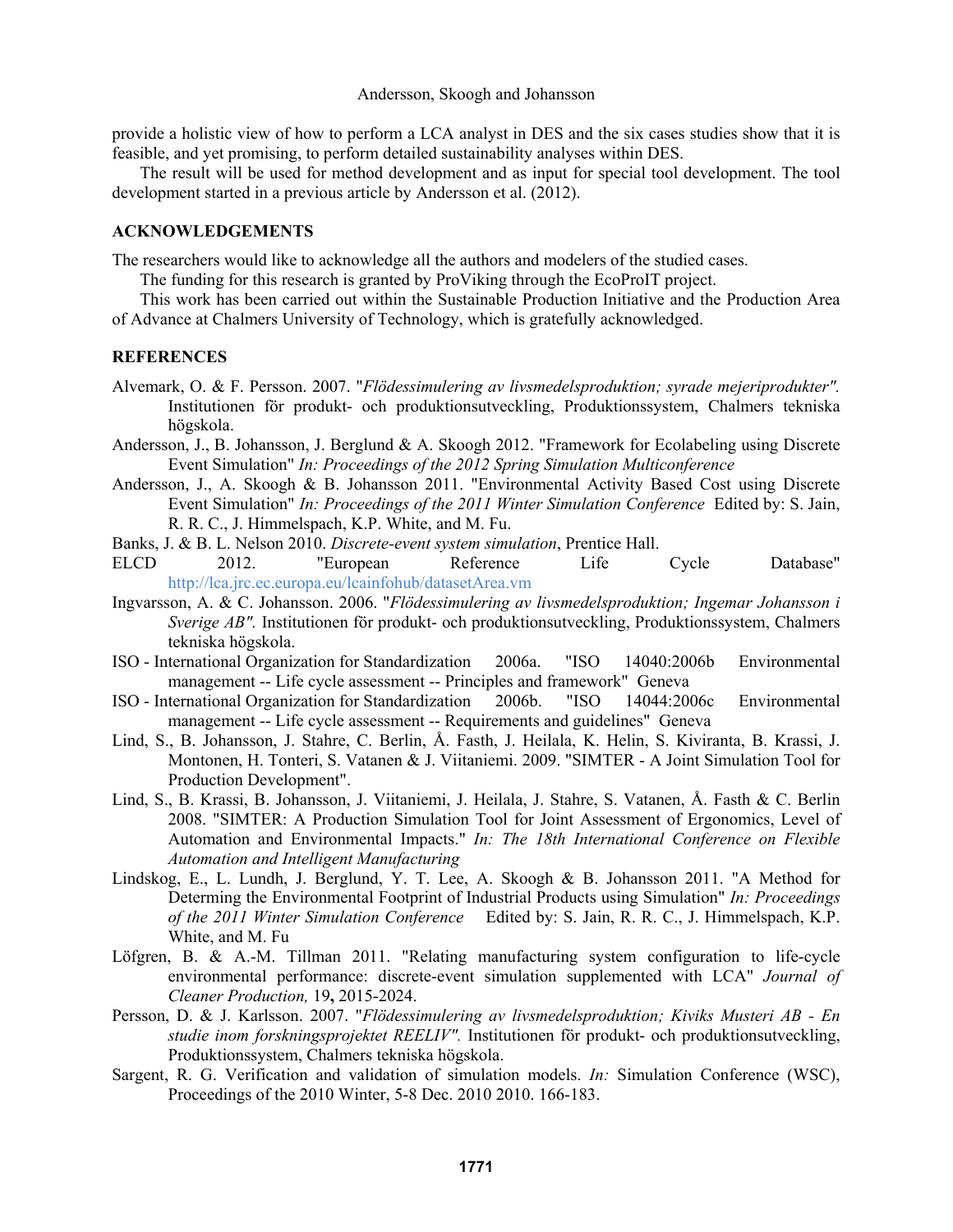provide a holistic view of how to perform a LCA analyst in DES and the six cases studies show that it is feasible, and yet promising, to perform detailed sustainability analyses within DES.

The result will be used for method development and as input for special tool development. The tool development started in a previous article by Andersson et al. (2012).

## ACKNOWLEDGEMENTS

The researchers would like to acknowledge all the authors and modelers of the studied cases.

The funding for this research is granted by ProViking through the EcoProIT project.

This work has been carried out within the Sustainable Production Initiative and the Production Area of Advance at Chalmers University of Technology, which is gratefully acknowledged.

## REFERENCES

Alvemark, O. & F. Persson. 2007. "*Flödessimulering av livsmedelsproduktion; syrade mejeriprodukter".* Institutionen för produkt- och produktionsutveckling, Produktionssystem, Chalmers tekniska högskola.

Andersson, J., B. Johansson, J. Berglund & A. Skoogh 2012. "Framework for Ecolabeling using Discrete Event Simulation" *In: Proceedings of the 2012 Spring Simulation Multiconference*

Andersson, J., A. Skoogh & B. Johansson 2011. "Environmental Activity Based Cost using Discrete Event Simulation" *In: Proceedings of the 2011 Winter Simulation Conference* Edited by: S. Jain, R. R. C., J. Himmelspach, K.P. White, and M. Fu.

Banks, J. & B. L. Nelson 2010. *Discrete-event system simulation*, Prentice Hall.

ELCD 2012. "European Reference Life Cycle Database" http://lca.jrc.ec.europa.eu/lcainfohub/datasetArea.vm

Ingvarsson, A. & C. Johansson. 2006. "*Flödessimulering av livsmedelsproduktion; Ingemar Johansson i Sverige AB".* Institutionen för produkt- och produktionsutveckling, Produktionssystem, Chalmers tekniska högskola.

ISO - International Organization for Standardization 2006a. "ISO 14040:2006b Environmental management -- Life cycle assessment -- Principles and framework" Geneva

ISO - International Organization for Standardization 2006b. "ISO 14044:2006c Environmental management -- Life cycle assessment -- Requirements and guidelines" Geneva

Lind, S., B. Johansson, J. Stahre, C. Berlin, Å. Fasth, J. Heilala, K. Helin, S. Kiviranta, B. Krassi, J. Montonen, H. Tonteri, S. Vatanen & J. Viitaniemi. 2009. "SIMTER - A Joint Simulation Tool for Production Development".

Lind, S., B. Krassi, B. Johansson, J. Viitaniemi, J. Heilala, J. Stahre, S. Vatanen, Å. Fasth & C. Berlin 2008. "SIMTER: A Production Simulation Tool for Joint Assessment of Ergonomics, Level of Automation and Environmental Impacts." *In: The 18th International Conference on Flexible Automation and Intelligent Manufacturing*

Lindskog, E., L. Lundh, J. Berglund, Y. T. Lee, A. Skoogh & B. Johansson 2011. "A Method for Determing the Environmental Footprint of Industrial Products using Simulation" *In: Proceedings of the 2011 Winter Simulation Conference* Edited by: S. Jain, R. R. C., J. Himmelspach, K.P. White, and M. Fu

Löfgren, B. & A.-M. Tillman 2011. "Relating manufacturing system configuration to life-cycle environmental performance: discrete-event simulation supplemented with LCA" *Journal of Cleaner Production,* 19**,** 2015-2024.

Persson, D. & J. Karlsson. 2007. "*Flödessimulering av livsmedelsproduktion; Kiviks Musteri AB - En studie inom forskningsprojektet REELIV".* Institutionen för produkt- och produktionsutveckling, Produktionssystem, Chalmers tekniska högskola.

Sargent, R. G. Verification and validation of simulation models. *In:* Simulation Conference (WSC), Proceedings of the 2010 Winter, 5-8 Dec. 2010 2010. 166-183.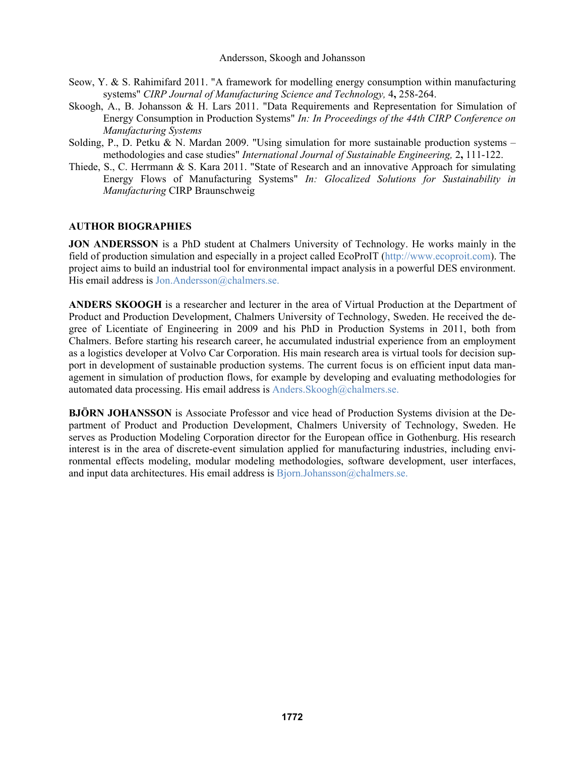Seow, Y. & S. Rahimifard 2011. "A framework for modelling energy consumption within manufacturing systems" *CIRP Journal of Manufacturing Science and Technology,* 4**,** 258-264.

Skoogh, A., B. Johansson & H. Lars 2011. "Data Requirements and Representation for Simulation of Energy Consumption in Production Systems" *In: In Proceedings of the 44th CIRP Conference on Manufacturing Systems*

Solding, P., D. Petku & N. Mardan 2009. "Using simulation for more sustainable production systems – methodologies and case studies" *International Journal of Sustainable Engineering,* 2**,** 111-122.

Thiede, S., C. Herrmann & S. Kara 2011. "State of Research and an innovative Approach for simulating Energy Flows of Manufacturing Systems" *In: Glocalized Solutions for Sustainability in Manufacturing* CIRP Braunschweig

## AUTHOR BIOGRAPHIES

**JON ANDERSSON** is a PhD student at Chalmers University of Technology. He works mainly in the field of production simulation and especially in a project called EcoProIT (http://www.ecoproit.com). The project aims to build an industrial tool for environmental impact analysis in a powerful DES environment. His email address is Jon.Andersson@chalmers.se.

**ANDERS SKOOGH** is a researcher and lecturer in the area of Virtual Production at the Department of Product and Production Development, Chalmers University of Technology, Sweden. He received the degree of Licentiate of Engineering in 2009 and his PhD in Production Systems in 2011, both from Chalmers. Before starting his research career, he accumulated industrial experience from an employment as a logistics developer at Volvo Car Corporation. His main research area is virtual tools for decision support in development of sustainable production systems. The current focus is on efficient input data management in simulation of production flows, for example by developing and evaluating methodologies for automated data processing. His email address is Anders.Skoogh@chalmers.se.

**BJÖRN JOHANSSON** is Associate Professor and vice head of Production Systems division at the Department of Product and Production Development, Chalmers University of Technology, Sweden. He serves as Production Modeling Corporation director for the European office in Gothenburg. His research interest is in the area of discrete-event simulation applied for manufacturing industries, including environmental effects modeling, modular modeling methodologies, software development, user interfaces, and input data architectures. His email address is Bjorn.Johansson@chalmers.se.